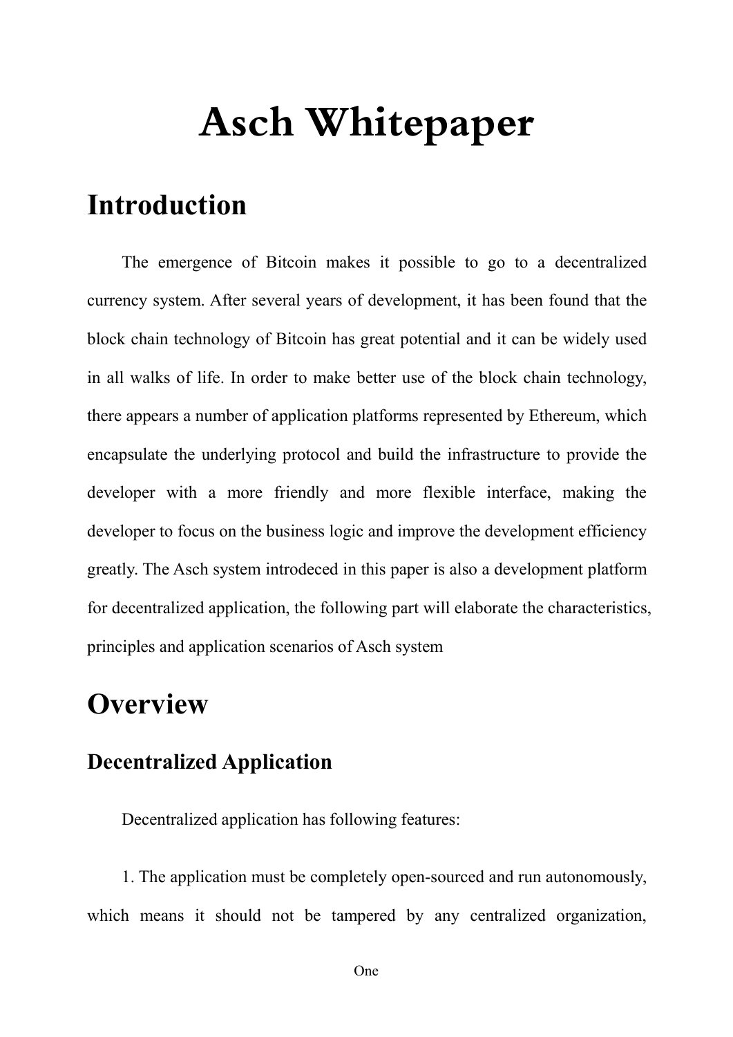# Asch Whitepaper

## Introduction

The emergence of Bitcoin makes it possible to go to a decentralized currency system. After several years of development, it has been found that the block chain technology of Bitcoin has great potential and it can be widely used in all walks of life. In order to make better use of the block chain technology, there appears a number of application platforms represented by Ethereum, which encapsulate the underlying protocol and build the infrastructure to provide the developer with a more friendly and more flexible interface, making the developer to focus on the business logic and improve the development efficiency greatly. The Asch system introdeced in this paper is also a development platform for decentralized application, the following part will elaborate the characteristics, principles and application scenarios of Asch system

## Overview

### Decentralized Application

Decentralized application has following features:

1. The application must be completely open-sourced and run autonomously, which means it should not be tampered by any centralized organization,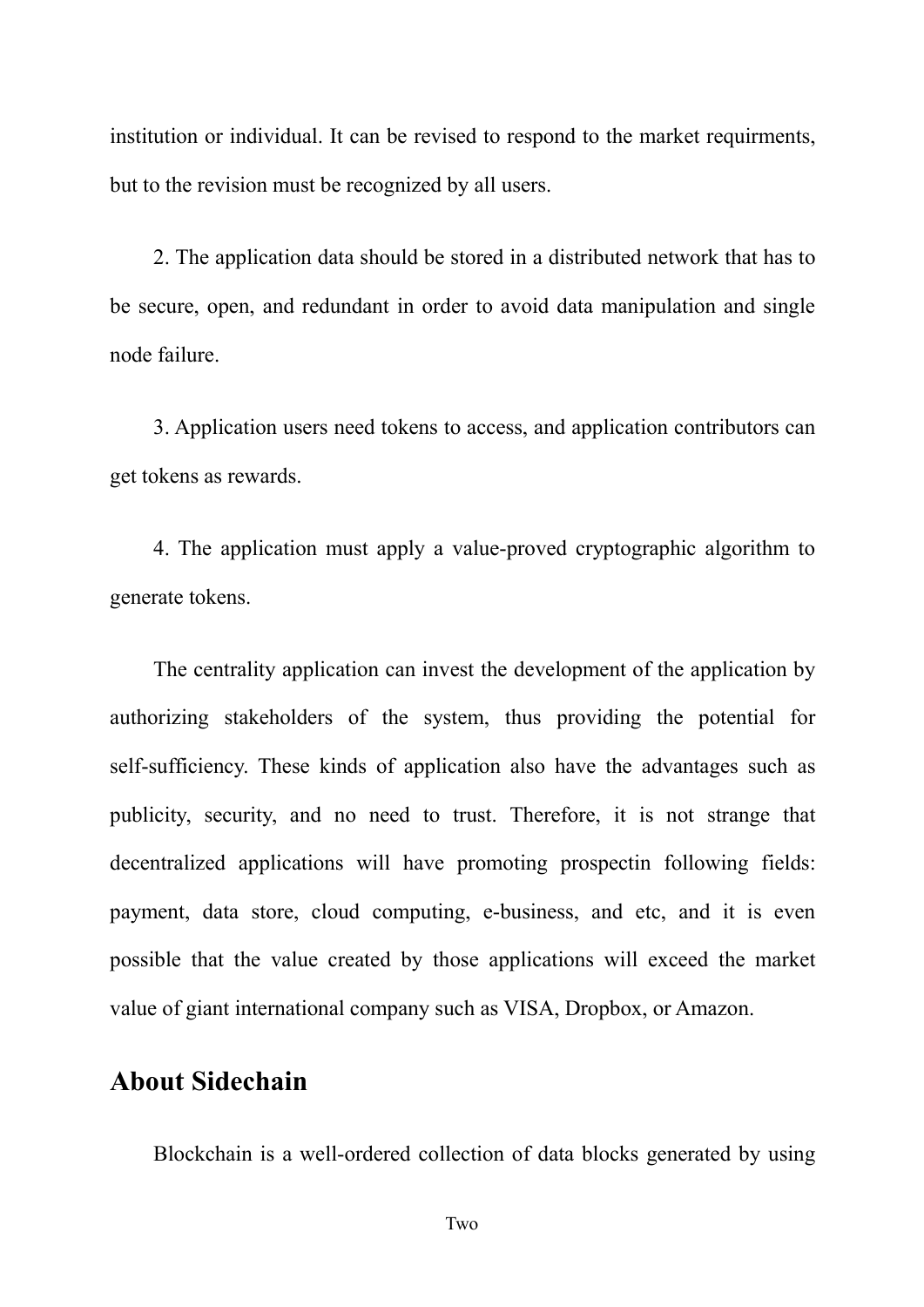institution or individual. It can be revised to respond to the market requirments, but to the revision must be recognized by all users.

2. The application data should be stored in a distributed network that has to be secure, open, and redundant in order to avoid data manipulation and single node failure.

3. Application users need tokens to access, and application contributors can get tokens as rewards.

4. The application must apply a value-proved cryptographic algorithm to generate tokens.

The centrality application can invest the development of the application by authorizing stakeholders of the system, thus providing the potential for self-sufficiency. These kinds of application also have the advantages such as publicity, security, and no need to trust. Therefore, it is not strange that decentralized applications will have promoting prospectin following fields: payment, data store, cloud computing, e-business, and etc, and it is even possible that the value created by those applications will exceed the market value of giant international company such as VISA, Dropbox, or Amazon.

## About Sidechain

Blockchain is a well-ordered collection of data blocks generated by using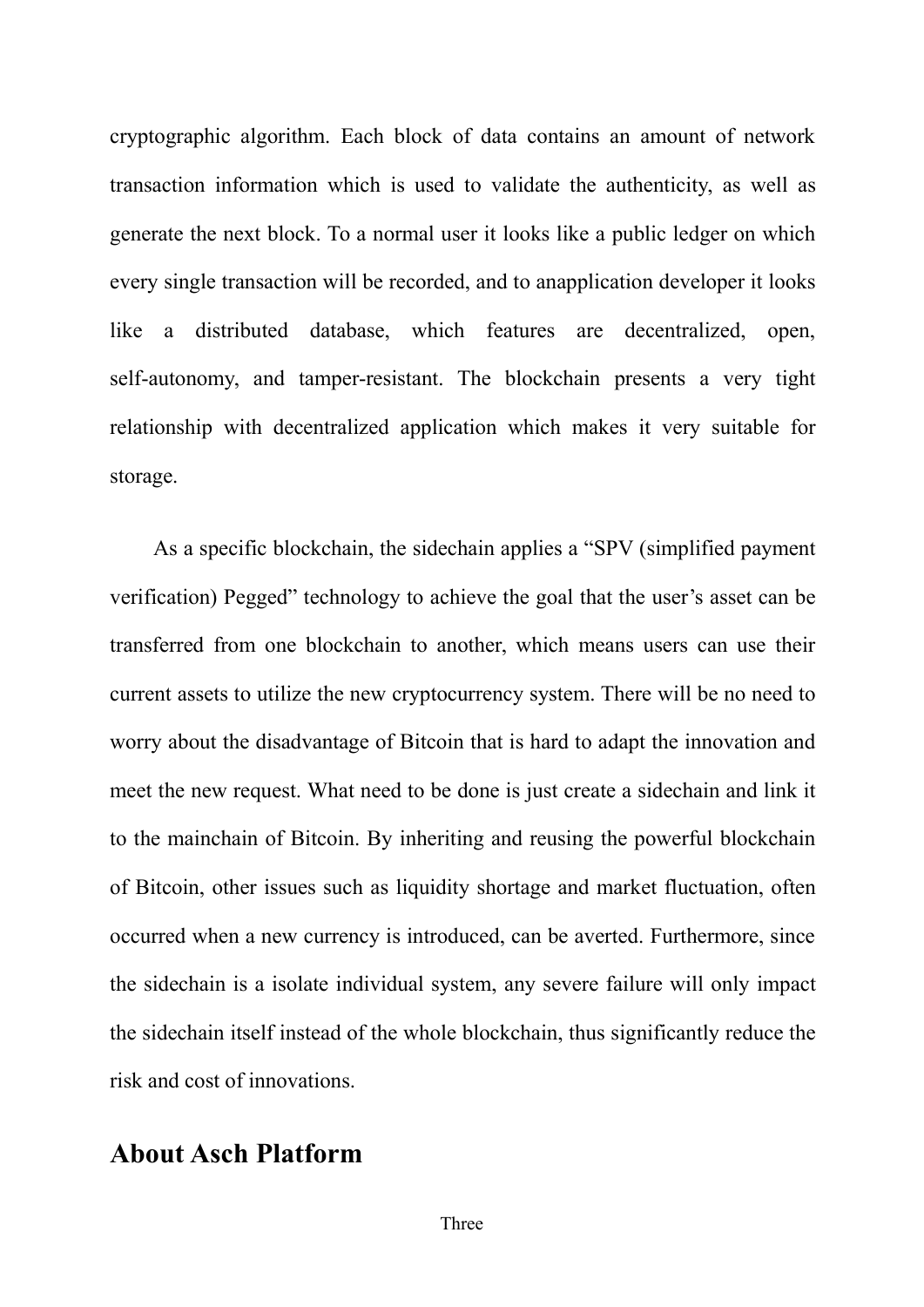cryptographic algorithm. Each block of data contains an amount of network transaction information which is used to validate the authenticity, as well as generate the next block. To a normal user it looks like a public ledger on which every single transaction will be recorded, and to anapplication developer it looks like a distributed database, which features are decentralized, open, self-autonomy, and tamper-resistant. The blockchain presents a very tight relationship with decentralized application which makes it very suitable for storage.

As a specific blockchain, the sidechain applies a "SPV (simplified payment verification) Pegged" technology to achieve the goal that the user's asset can be transferred from one blockchain to another, which means users can use their current assets to utilize the new cryptocurrency system. There will be no need to worry about the disadvantage of Bitcoin that is hard to adapt the innovation and meet the new request. What need to be done is just create a sidechain and link it to the mainchain of Bitcoin. By inheriting and reusing the powerful blockchain of Bitcoin, other issues such as liquidity shortage and market fluctuation, often occurred when a new currency is introduced, can be averted. Furthermore, since the sidechain is a isolate individual system, any severe failure will only impact the sidechain itself instead of the whole blockchain, thus significantly reduce the risk and cost of innovations.

## About Asch Platform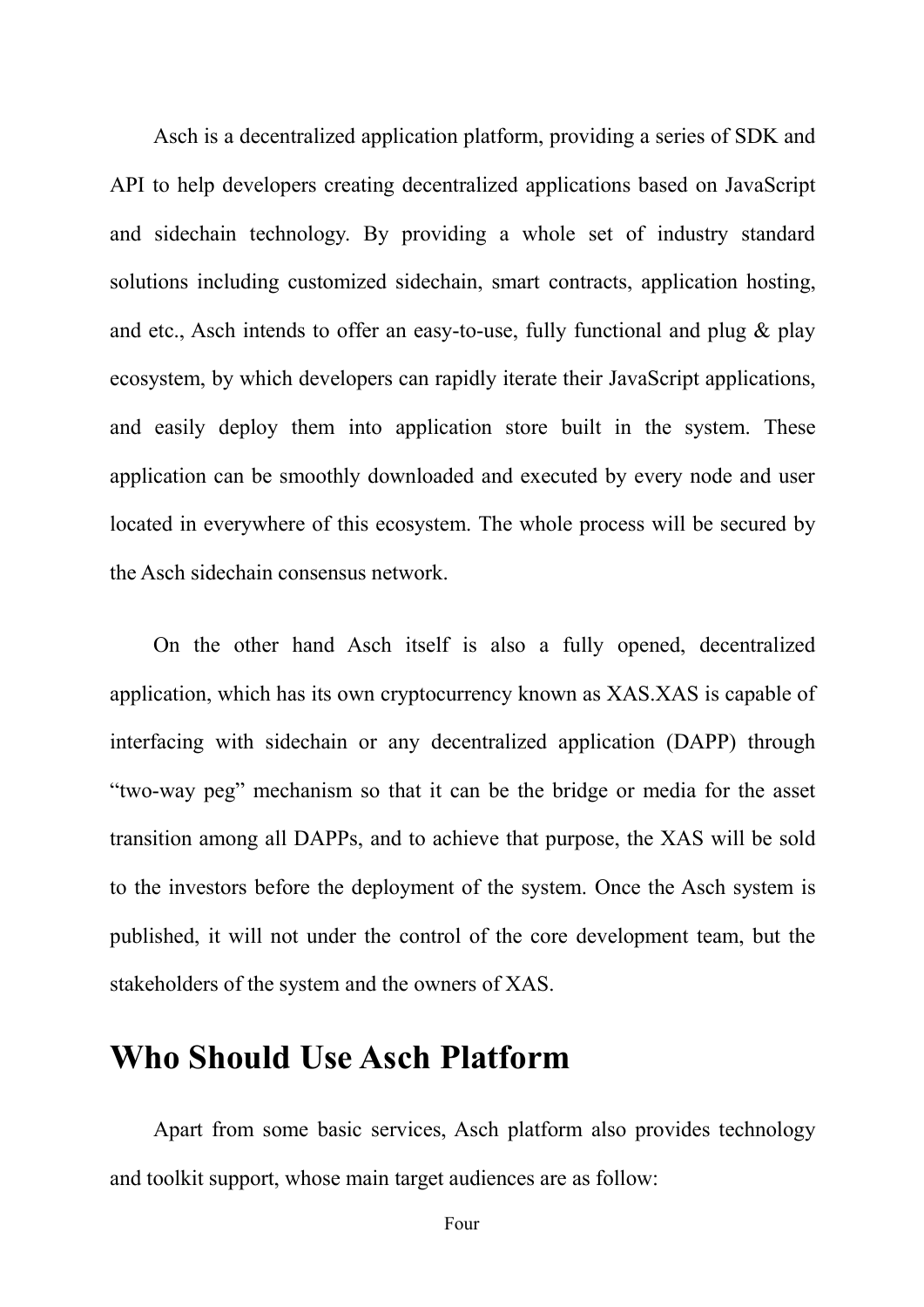Asch is a decentralized application platform, providing a series of SDK and API to help developers creating decentralized applications based on JavaScript and sidechain technology. By providing a whole set of industry standard solutions including customized sidechain, smart contracts, application hosting, and etc., Asch intends to offer an easy-to-use, fully functional and plug & play ecosystem, by which developers can rapidly iterate their JavaScript applications, and easily deploy them into application store built in the system. These application can be smoothly downloaded and executed by every node and user located in everywhere of this ecosystem. The whole process will be secured by the Asch sidechain consensus network.

On the other hand Asch itself is also a fully opened, decentralized application, which has its own cryptocurrency known as XAS.XAS is capable of interfacing with sidechain or any decentralized application (DAPP) through "two-way peg" mechanism so that it can be the bridge or media for the asset transition among all DAPPs, and to achieve that purpose, the XAS will be sold to the investors before the deployment of the system. Once the Asch system is published, it will not under the control of the core development team, but the stakeholders of the system and the owners of XAS.

# Who Should Use Asch Platform

Apart from some basic services, Asch platform also provides technology and toolkit support, whose main target audiences are as follow: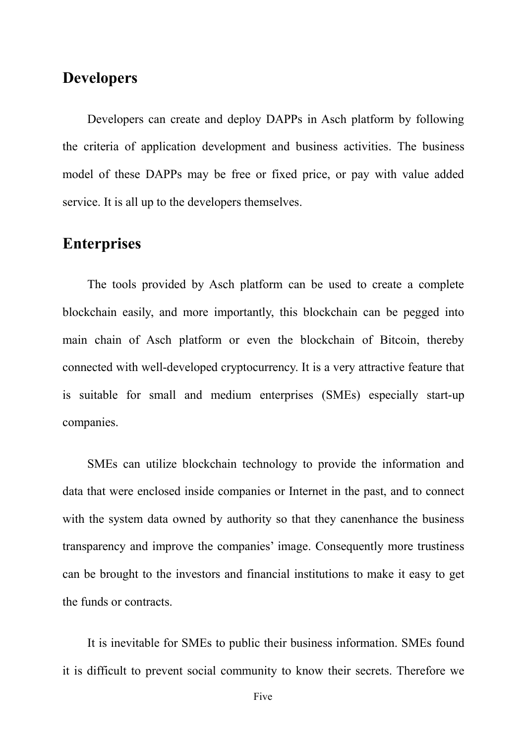## Developers

Developers can create and deploy DAPPs in Asch platform by following the criteria of application development and business activities. The business model of these DAPPs may be free or fixed price, or pay with value added service. It is all up to the developers themselves.

## Enterprises

The tools provided by Asch platform can be used to create a complete blockchain easily, and more importantly, this blockchain can be pegged into main chain of Asch platform or even the blockchain of Bitcoin, thereby connected with well-developed cryptocurrency. It is a very attractive feature that is suitable for small and medium enterprises (SMEs) especially start-up companies.

SMEs can utilize blockchain technology to provide the information and data that were enclosed inside companies or Internet in the past, and to connect with the system data owned by authority so that they canenhance the business transparency and improve the companies' image. Consequently more trustiness can be brought to the investors and financial institutions to make it easy to get the funds or contracts.

It is inevitable for SMEs to public their business information. SMEs found it is difficult to prevent social community to know their secrets. Therefore we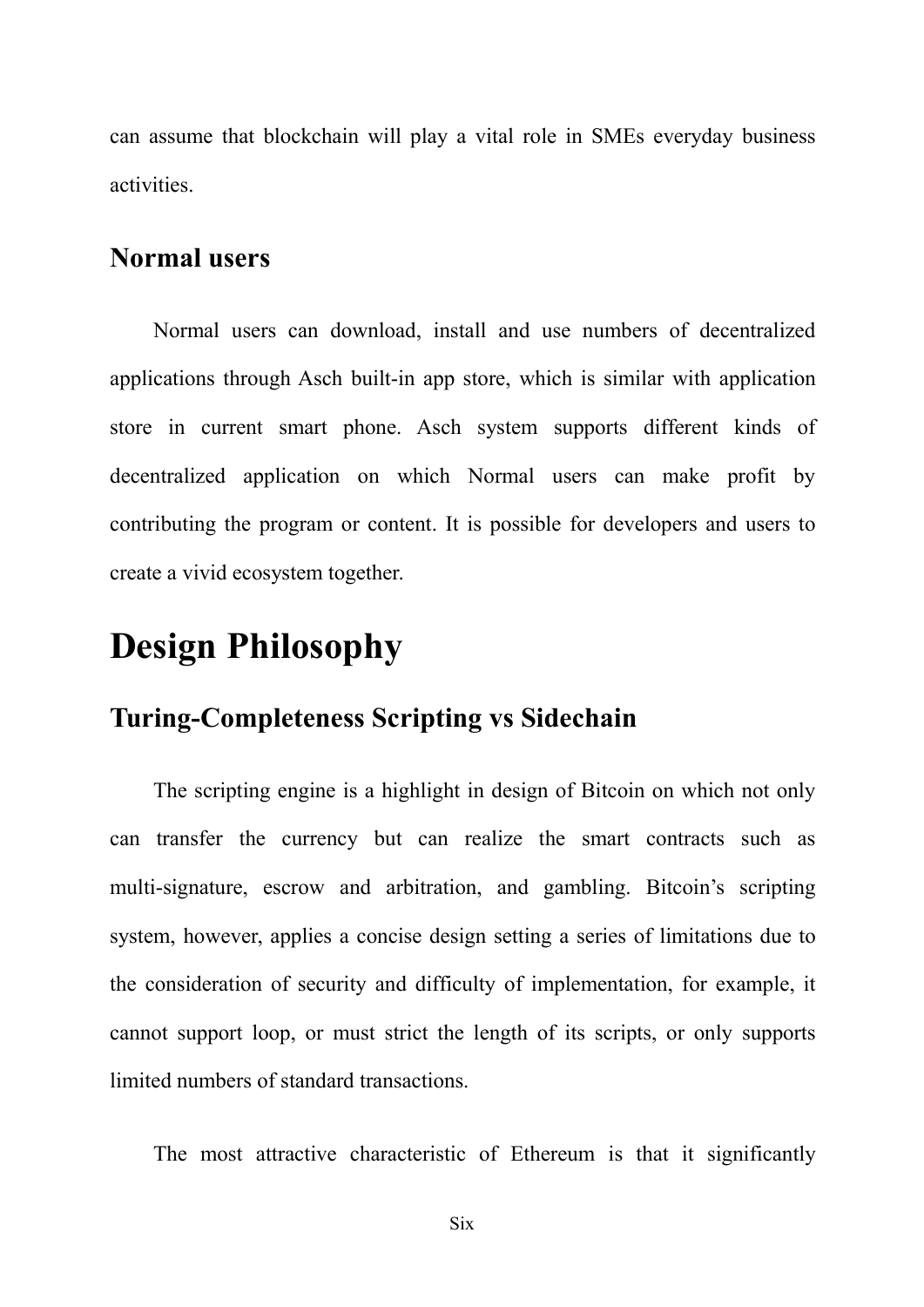can assume that blockchain will play a vital role in SMEs everyday business activities.

## Normal users

Normal users can download, install and use numbers of decentralized applications through Asch built-in app store, which is similar with application store in current smart phone. Asch system supports different kinds of decentralized application on which Normal users can make profit by contributing the program or content. It is possible for developers and users to create a vivid ecosystem together.

# Design Philosophy

## Turing-Completeness Scripting vs Sidechain

The scripting engine is a highlight in design of Bitcoin on which not only can transfer the currency but can realize the smart contracts such as multi-signature, escrow and arbitration, and gambling. Bitcoin's scripting system, however, applies a concise design setting a series of limitations due to the consideration of security and difficulty of implementation, for example, it cannot support loop, or must strict the length of its scripts, or only supports limited numbers of standard transactions.

The most attractive characteristic of Ethereum is that it significantly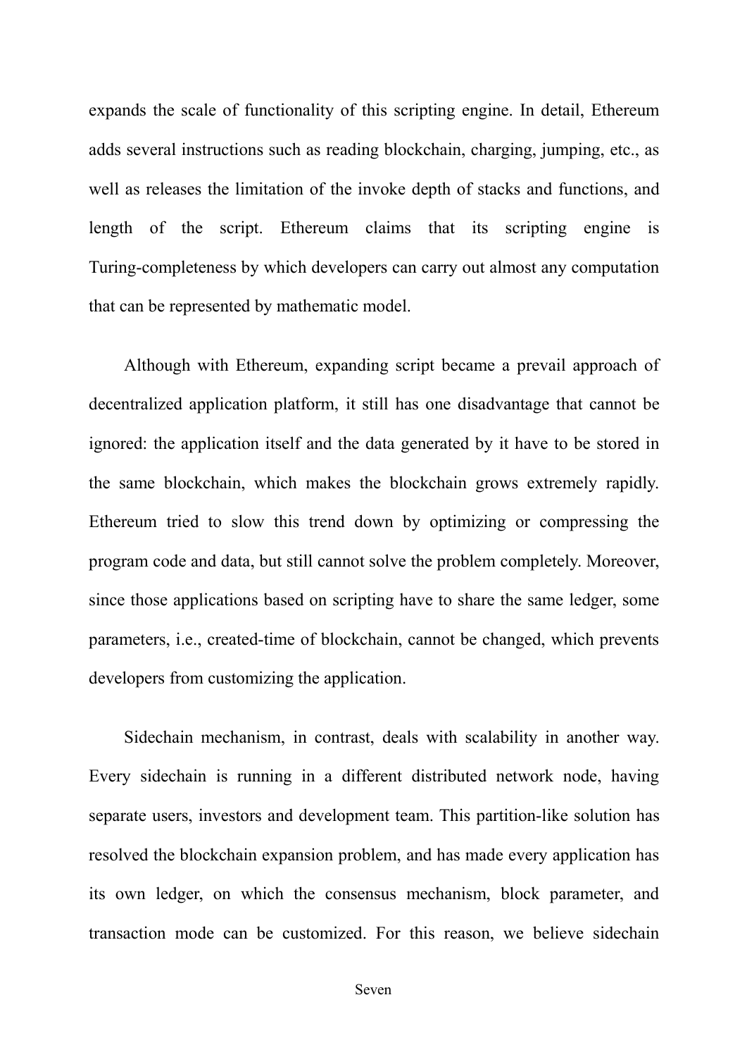expands the scale of functionality of this scripting engine. In detail, Ethereum adds several instructions such as reading blockchain, charging, jumping, etc., as well as releases the limitation of the invoke depth of stacks and functions, and length of the script. Ethereum claims that its scripting engine is Turing-completeness by which developers can carry out almost any computation that can be represented by mathematic model.

Although with Ethereum, expanding script became a prevail approach of decentralized application platform, it still has one disadvantage that cannot be ignored: the application itself and the data generated by it have to be stored in the same blockchain, which makes the blockchain grows extremely rapidly. Ethereum tried to slow this trend down by optimizing or compressing the program code and data, but still cannot solve the problem completely. Moreover, since those applications based on scripting have to share the same ledger, some parameters, i.e., created-time of blockchain, cannot be changed, which prevents developers from customizing the application.

Sidechain mechanism, in contrast, deals with scalability in another way. Every sidechain is running in a different distributed network node, having separate users, investors and development team. This partition-like solution has resolved the blockchain expansion problem, and has made every application has its own ledger, on which the consensus mechanism, block parameter, and transaction mode can be customized. For this reason, we believe sidechain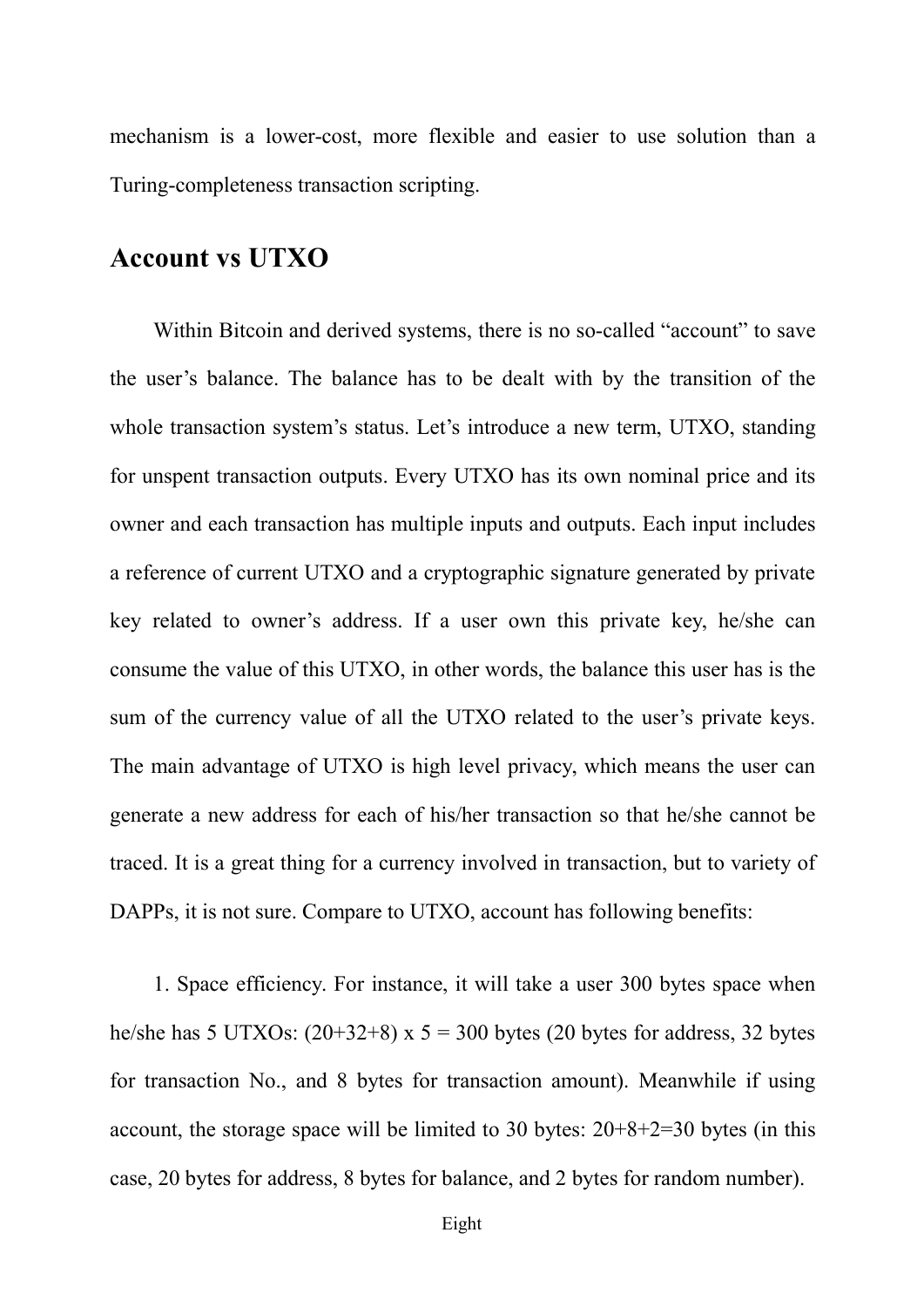mechanism is a lower-cost, more flexible and easier to use solution than a Turing-completeness transaction scripting.

## Account vs UTXO

Within Bitcoin and derived systems, there is no so-called "account" to save the user's balance. The balance has to be dealt with by the transition of the whole transaction system's status. Let's introduce a new term, UTXO, standing for unspent transaction outputs. Every UTXO has its own nominal price and its owner and each transaction has multiple inputs and outputs. Each input includes a reference of current UTXO and a cryptographic signature generated by private key related to owner's address. If a user own this private key, he/she can consume the value of this UTXO, in other words, the balance this user has is the sum of the currency value of all the UTXO related to the user's private keys. The main advantage of UTXO is high level privacy, which means the user can generate a new address for each of his/her transaction so that he/she cannot be traced. It is a great thing for a currency involved in transaction, but to variety of DAPPs, it is not sure. Compare to UTXO, account has following benefits:

1. Space efficiency. For instance, it will take a user 300 bytes space when he/she has 5 UTXOs: (20+32+8) x 5 = 300 bytes (20 bytes for address, 32 bytes for transaction No., and 8 bytes for transaction amount). Meanwhile if using account, the storage space will be limited to 30 bytes: 20+8+2=30 bytes (in this case, 20 bytes for address, 8 bytes for balance, and 2 bytes for random number).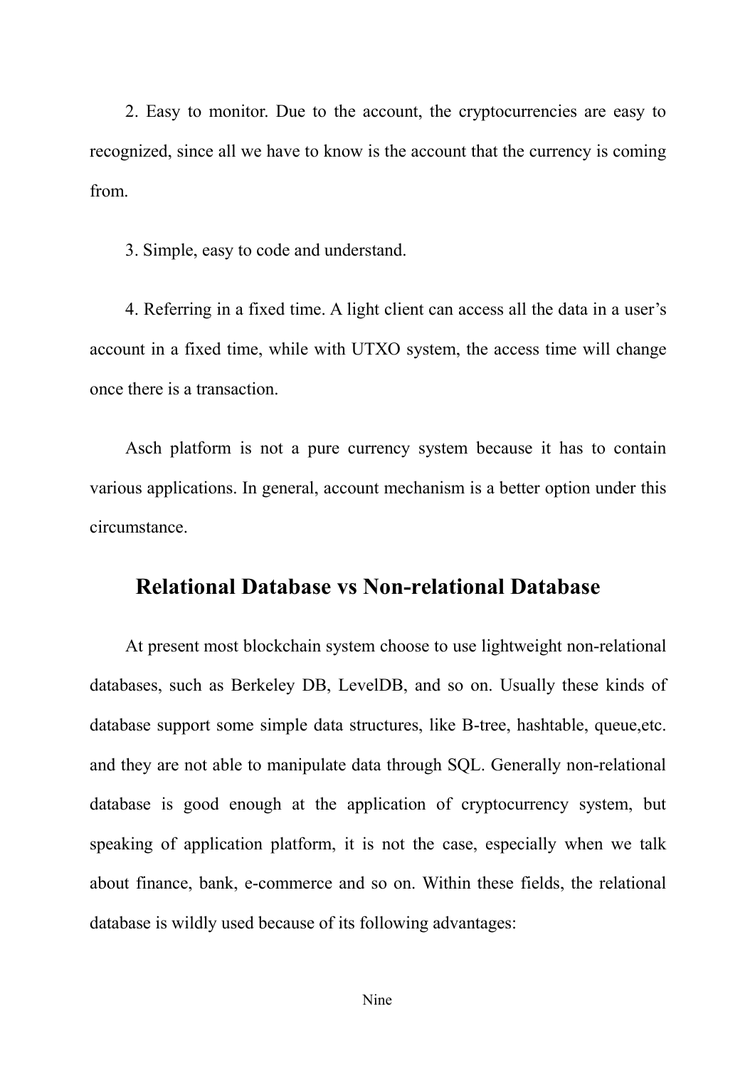2. Easy to monitor. Due to the account, the cryptocurrencies are easy to recognized, since all we have to know is the account that the currency is coming from.

3. Simple, easy to code and understand.

4. Referring in a fixed time. A light client can access all the data in a user's account in a fixed time, while with UTXO system, the access time will change once there is a transaction.

Asch platform is not a pure currency system because it has to contain various applications. In general, account mechanism is a better option under this circumstance.

## Relational Database vs Non-relational Database

At present most blockchain system choose to use lightweight non-relational databases, such as Berkeley DB, LevelDB, and so on. Usually these kinds of database support some simple data structures, like B-tree, hashtable, queue,etc. and they are not able to manipulate data through SQL. Generally non-relational database is good enough at the application of cryptocurrency system, but speaking of application platform, it is not the case, especially when we talk about finance, bank, e-commerce and so on. Within these fields, the relational database is wildly used because of its following advantages: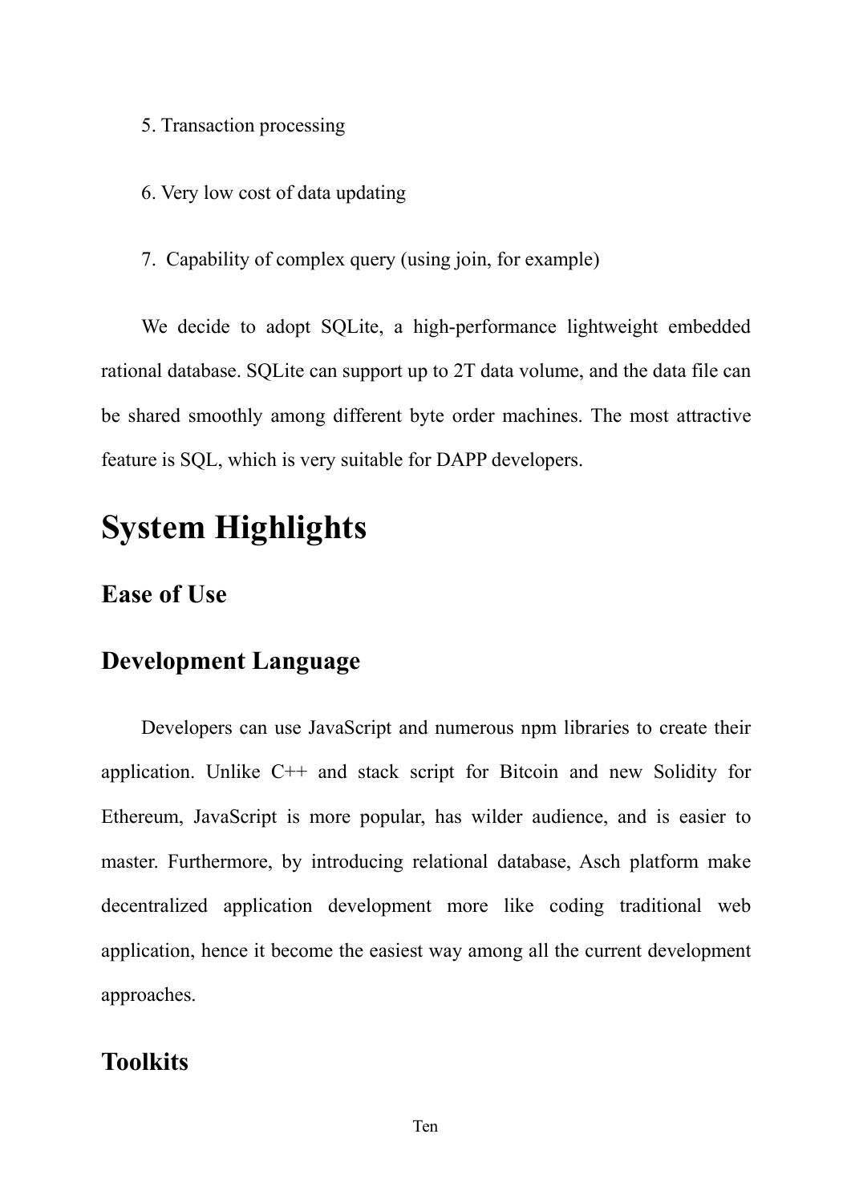5. Transaction processing

6. Very low cost of data updating

7. Capability of complex query (using join, for example)

We decide to adopt SQLite, a high-performance lightweight embedded rational database. SQLite can support up to 2T data volume, and the data file can be shared smoothly among different byte order machines. The most attractive feature is SQL, which is very suitable for DAPP developers.

# System Highlights

## Ease of Use

## Development Language

Developers can use JavaScript and numerous npm libraries to create their application. Unlike C++ and stack script for Bitcoin and new Solidity for Ethereum, JavaScript is more popular, has wilder audience, and is easier to master. Furthermore, by introducing relational database, Asch platform make decentralized application development more like coding traditional web application, hence it become the easiest way among all the current development approaches.

## Toolkits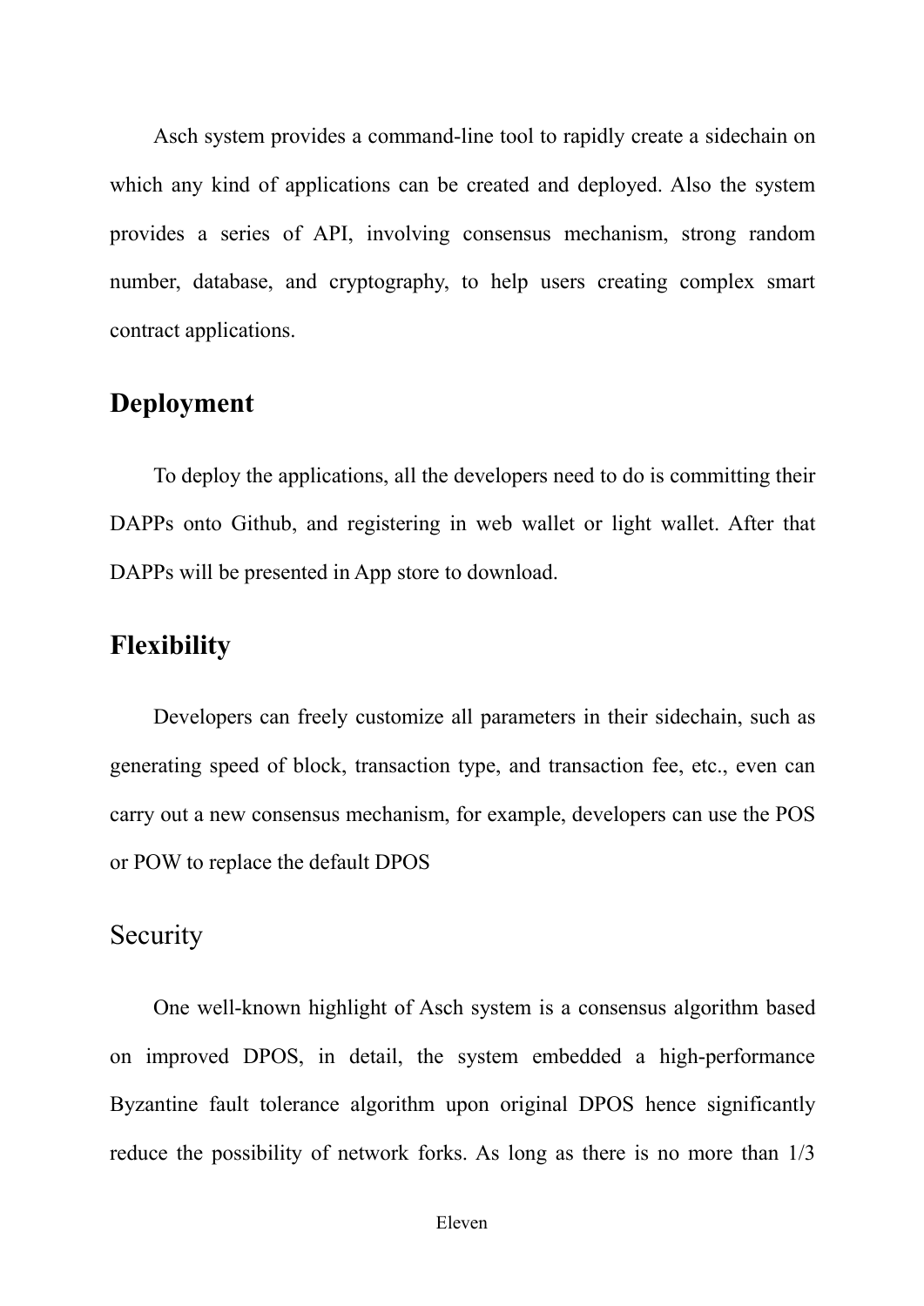Asch system provides a command-line tool to rapidly create a sidechain on which any kind of applications can be created and deployed. Also the system provides a series of API, involving consensus mechanism, strong random number, database, and cryptography, to help users creating complex smart contract applications.

## Deployment

To deploy the applications, all the developers need to do is committing their DAPPs onto Github, and registering in web wallet or light wallet. After that DAPPs will be presented in App store to download.

## Flexibility

Developers can freely customize all parameters in their sidechain, such as generating speed of block, transaction type, and transaction fee, etc., even can carry out a new consensus mechanism, for example, developers can use the POS or POW to replace the default DPOS

## Security

One well-known highlight of Asch system is a consensus algorithm based on improved DPOS, in detail, the system embedded a high-performance Byzantine fault tolerance algorithm upon original DPOS hence significantly reduce the possibility of network forks. As long as there is no more than 1/3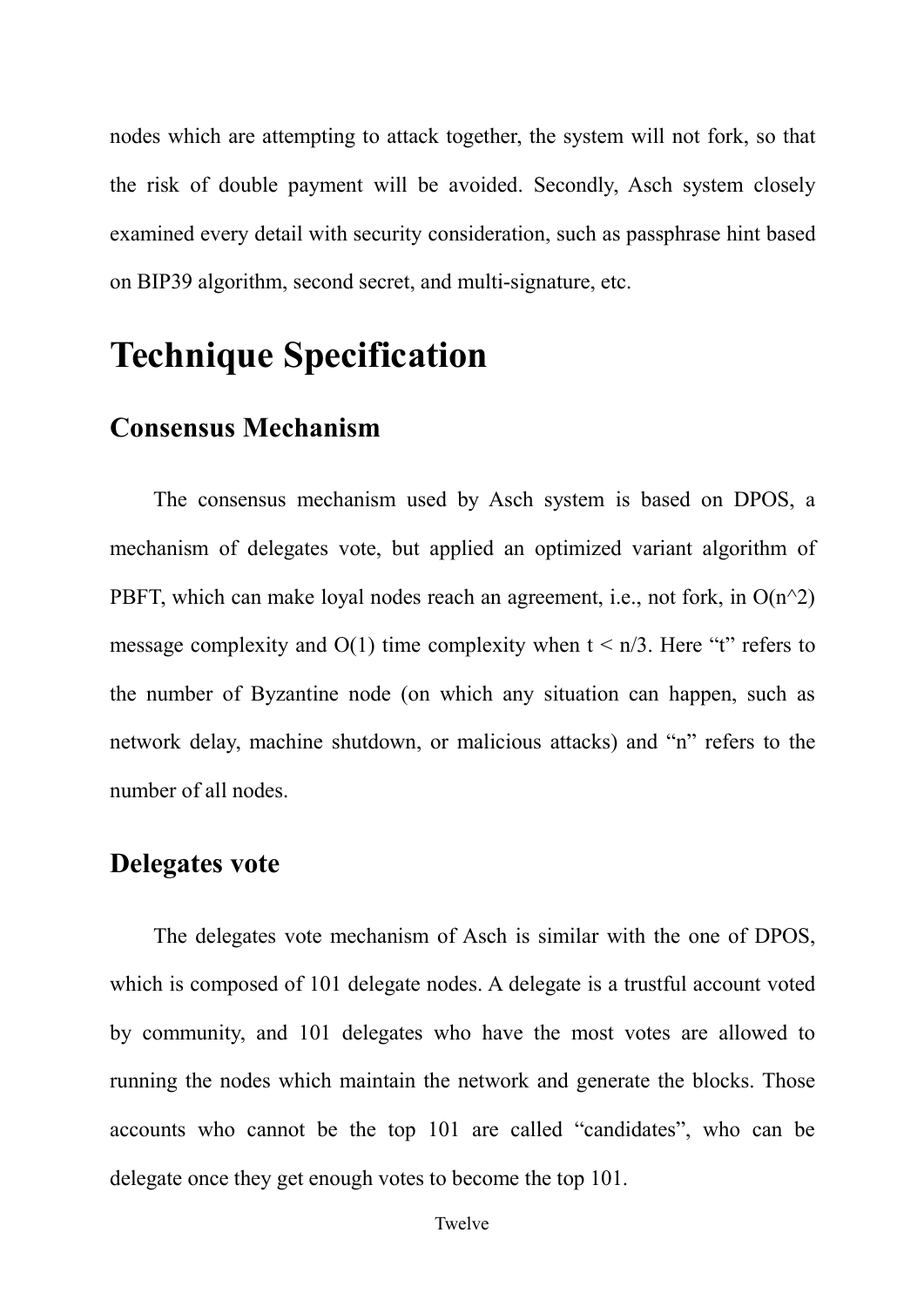nodes which are attempting to attack together, the system will not fork, so that the risk of double payment will be avoided. Secondly, Asch system closely examined every detail with security consideration, such as passphrase hint based on BIP39 algorithm, second secret, and multi-signature, etc.

# Technique Specification

## Consensus Mechanism

The consensus mechanism used by Asch system is based on DPOS, a mechanism of delegates vote, but applied an optimized variant algorithm of PBFT, which can make loyal nodes reach an agreement, i.e., not fork, in $O(n^2)$ message complexity and $O(1)$ time complexity when $t < n/3$. Here "t" refers to the number of Byzantine node (on which any situation can happen, such as network delay, machine shutdown, or malicious attacks) and "n" refers to the number of all nodes.

## Delegates vote

The delegates vote mechanism of Asch is similar with the one of DPOS, which is composed of 101 delegate nodes. A delegate is a trustful account voted by community, and 101 delegates who have the most votes are allowed to running the nodes which maintain the network and generate the blocks. Those accounts who cannot be the top 101 are called "candidates", who can be delegate once they get enough votes to become the top 101.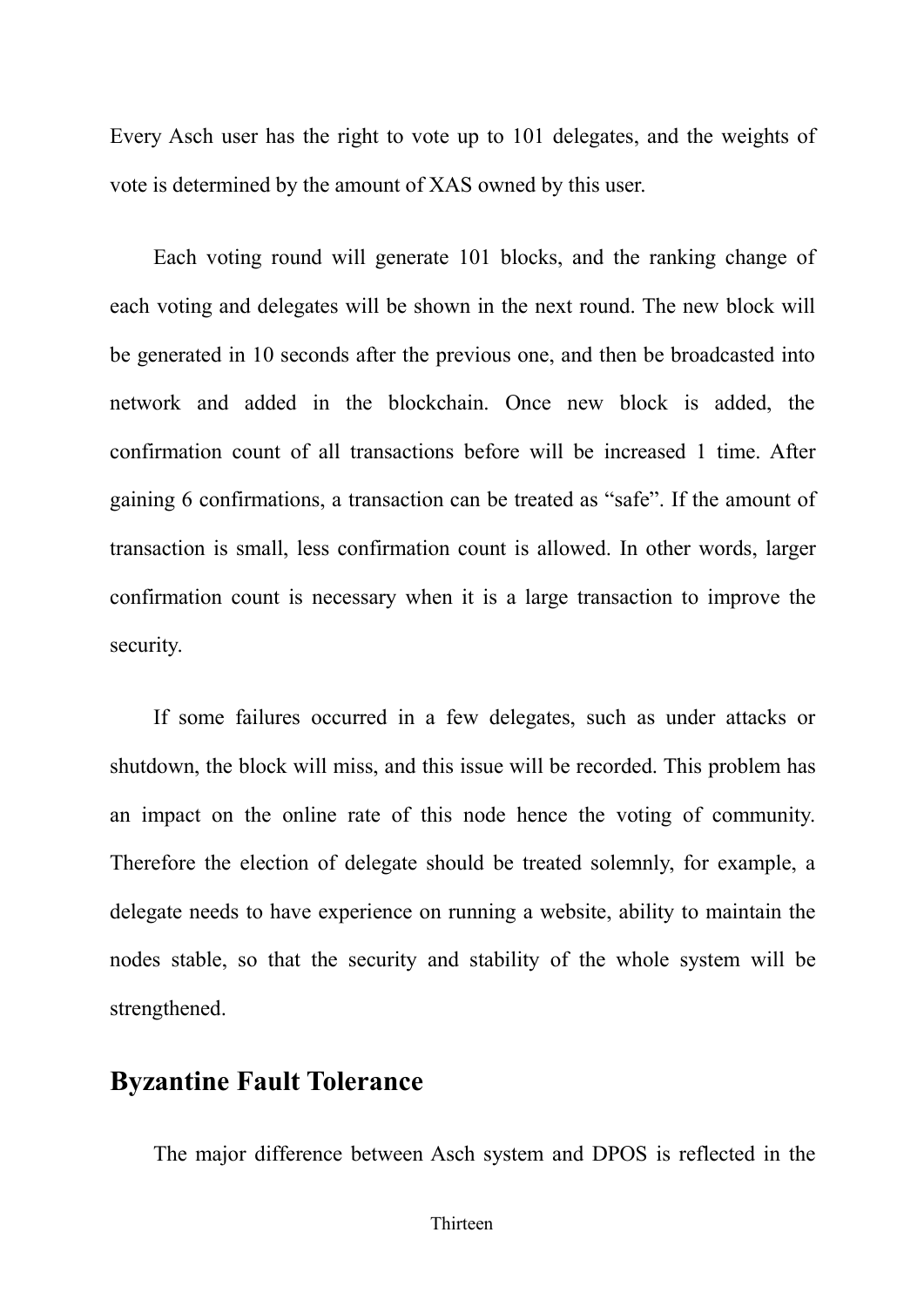Every Asch user has the right to vote up to 101 delegates, and the weights of vote is determined by the amount of XAS owned by this user.

Each voting round will generate 101 blocks, and the ranking change of each voting and delegates will be shown in the next round. The new block will be generated in 10 seconds after the previous one, and then be broadcasted into network and added in the blockchain. Once new block is added, the confirmation count of all transactions before will be increased 1 time. After gaining 6 confirmations, a transaction can be treated as "safe". If the amount of transaction is small, less confirmation count is allowed. In other words, larger confirmation count is necessary when it is a large transaction to improve the security.

If some failures occurred in a few delegates, such as under attacks or shutdown, the block will miss, and this issue will be recorded. This problem has an impact on the online rate of this node hence the voting of community. Therefore the election of delegate should be treated solemnly, for example, a delegate needs to have experience on running a website, ability to maintain the nodes stable, so that the security and stability of the whole system will be strengthened.

## Byzantine Fault Tolerance

The major difference between Asch system and DPOS is reflected in the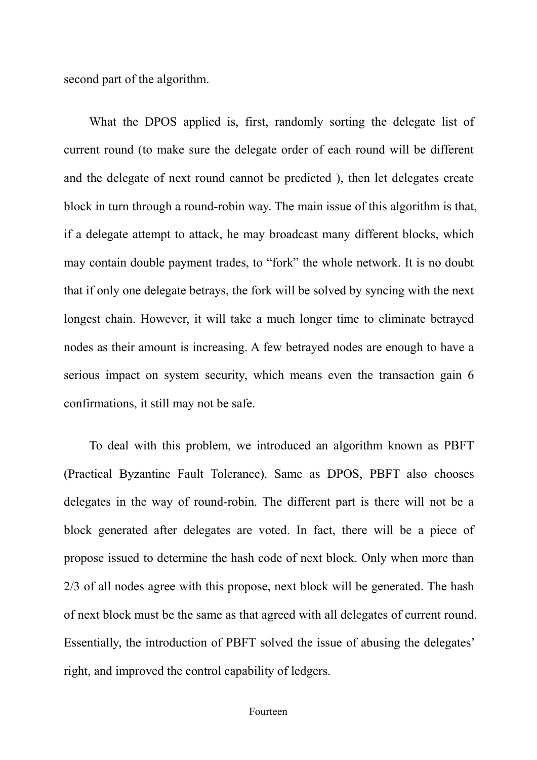second part of the algorithm.

What the DPOS applied is, first, randomly sorting the delegate list of current round (to make sure the delegate order of each round will be different and the delegate of next round cannot be predicted ), then let delegates create block in turn through a round-robin way. The main issue of this algorithm is that, if a delegate attempt to attack, he may broadcast many different blocks, which may contain double payment trades, to “fork” the whole network. It is no doubt that if only one delegate betrays, the fork will be solved by syncing with the next longest chain. However, it will take a much longer time to eliminate betrayed nodes as their amount is increasing. A few betrayed nodes are enough to have a serious impact on system security, which means even the transaction gain 6 confirmations, it still may not be safe.

To deal with this problem, we introduced an algorithm known as PBFT (Practical Byzantine Fault Tolerance). Same as DPOS, PBFT also chooses delegates in the way of round-robin. The different part is there will not be a block generated after delegates are voted. In fact, there will be a piece of propose issued to determine the hash code of next block. Only when more than 2/3 of all nodes agree with this propose, next block will be generated. The hash of next block must be the same as that agreed with all delegates of current round. Essentially, the introduction of PBFT solved the issue of abusing the delegates’ right, and improved the control capability of ledgers.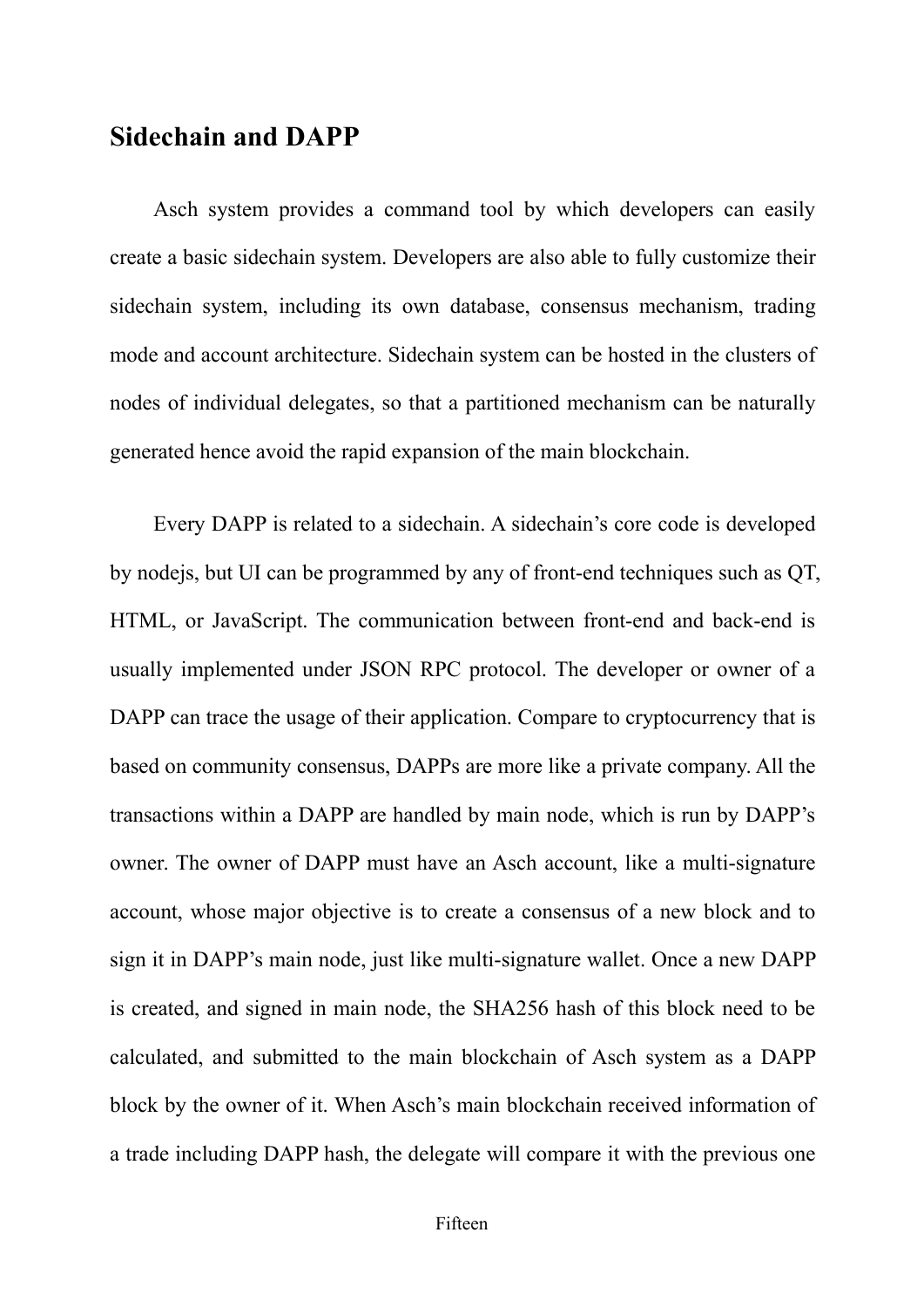## Sidechain and DAPP

Asch system provides a command tool by which developers can easily create a basic sidechain system. Developers are also able to fully customize their sidechain system, including its own database, consensus mechanism, trading mode and account architecture. Sidechain system can be hosted in the clusters of nodes of individual delegates, so that a partitioned mechanism can be naturally generated hence avoid the rapid expansion of the main blockchain.

Every DAPP is related to a sidechain. A sidechain's core code is developed by nodejs, but UI can be programmed by any of front-end techniques such as QT, HTML, or JavaScript. The communication between front-end and back-end is usually implemented under JSON RPC protocol. The developer or owner of a DAPP can trace the usage of their application. Compare to cryptocurrency that is based on community consensus, DAPPs are more like a private company. All the transactions within a DAPP are handled by main node, which is run by DAPP's owner. The owner of DAPP must have an Asch account, like a multi-signature account, whose major objective is to create a consensus of a new block and to sign it in DAPP's main node, just like multi-signature wallet. Once a new DAPP is created, and signed in main node, the SHA256 hash of this block need to be calculated, and submitted to the main blockchain of Asch system as a DAPP block by the owner of it. When Asch's main blockchain received information of a trade including DAPP hash, the delegate will compare it with the previous one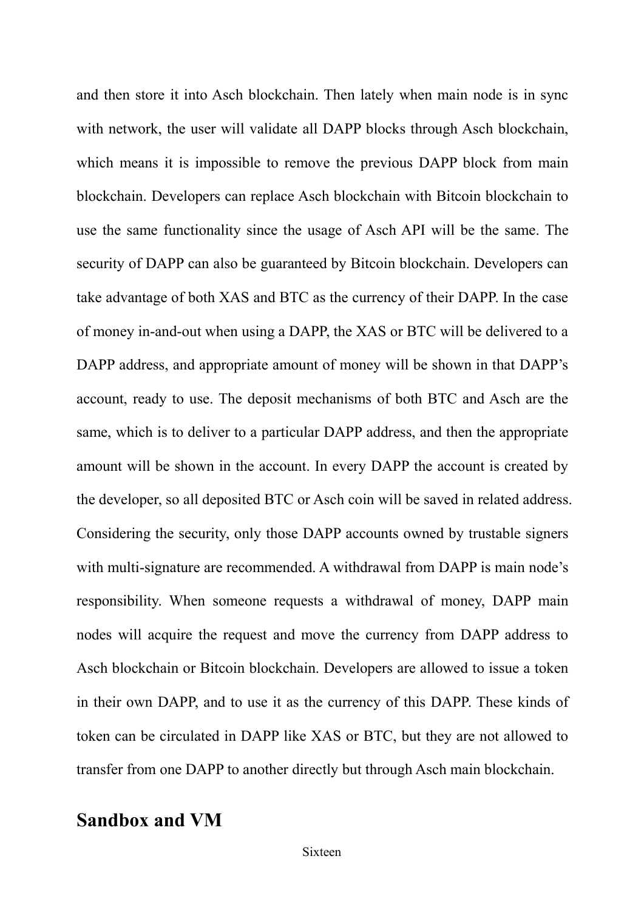and then store it into Asch blockchain. Then lately when main node is in sync with network, the user will validate all DAPP blocks through Asch blockchain, which means it is impossible to remove the previous DAPP block from main blockchain. Developers can replace Asch blockchain with Bitcoin blockchain to use the same functionality since the usage of Asch API will be the same. The security of DAPP can also be guaranteed by Bitcoin blockchain. Developers can take advantage of both XAS and BTC as the currency of their DAPP. In the case of money in-and-out when using a DAPP, the XAS or BTC will be delivered to a DAPP address, and appropriate amount of money will be shown in that DAPP's account, ready to use. The deposit mechanisms of both BTC and Asch are the same, which is to deliver to a particular DAPP address, and then the appropriate amount will be shown in the account. In every DAPP the account is created by the developer, so all deposited BTC or Asch coin will be saved in related address. Considering the security, only those DAPP accounts owned by trustable signers with multi-signature are recommended. A withdrawal from DAPP is main node's responsibility. When someone requests a withdrawal of money, DAPP main nodes will acquire the request and move the currency from DAPP address to Asch blockchain or Bitcoin blockchain. Developers are allowed to issue a token in their own DAPP, and to use it as the currency of this DAPP. These kinds of token can be circulated in DAPP like XAS or BTC, but they are not allowed to transfer from one DAPP to another directly but through Asch main blockchain.

## Sandbox and VM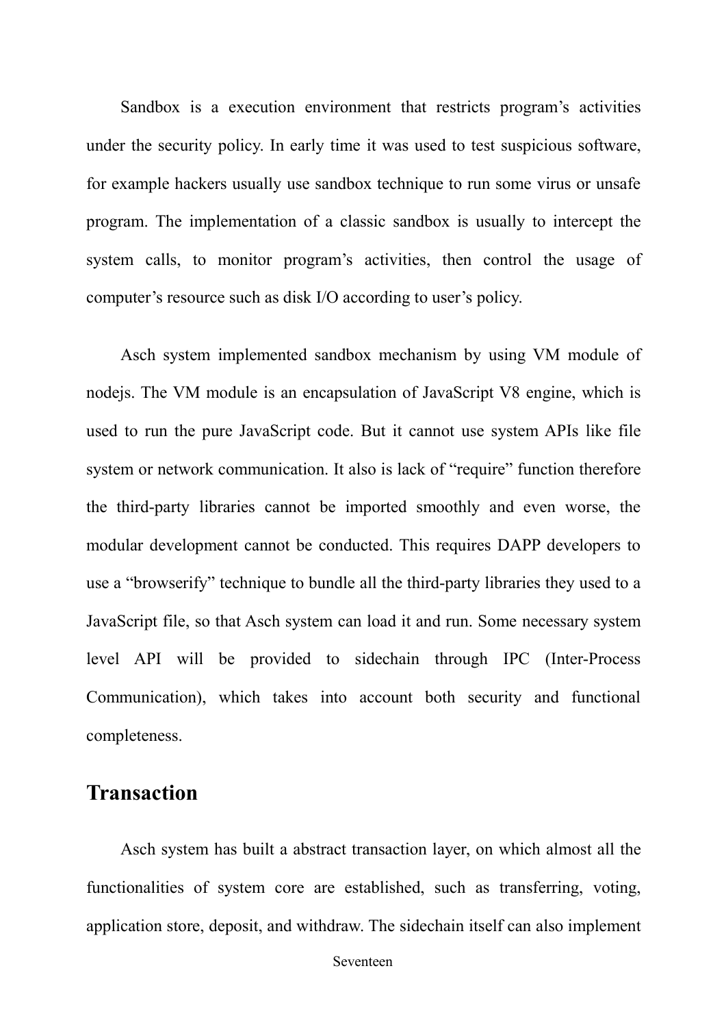Sandbox is a execution environment that restricts program's activities under the security policy. In early time it was used to test suspicious software, for example hackers usually use sandbox technique to run some virus or unsafe program. The implementation of a classic sandbox is usually to intercept the system calls, to monitor program's activities, then control the usage of computer's resource such as disk I/O according to user's policy.

Asch system implemented sandbox mechanism by using VM module of nodejs. The VM module is an encapsulation of JavaScript V8 engine, which is used to run the pure JavaScript code. But it cannot use system APIs like file system or network communication. It also is lack of "require" function therefore the third-party libraries cannot be imported smoothly and even worse, the modular development cannot be conducted. This requires DAPP developers to use a "browserify" technique to bundle all the third-party libraries they used to a JavaScript file, so that Asch system can load it and run. Some necessary system level API will be provided to sidechain through IPC (Inter-Process Communication), which takes into account both security and functional completeness.

## Transaction

Asch system has built a abstract transaction layer, on which almost all the functionalities of system core are established, such as transferring, voting, application store, deposit, and withdraw. The sidechain itself can also implement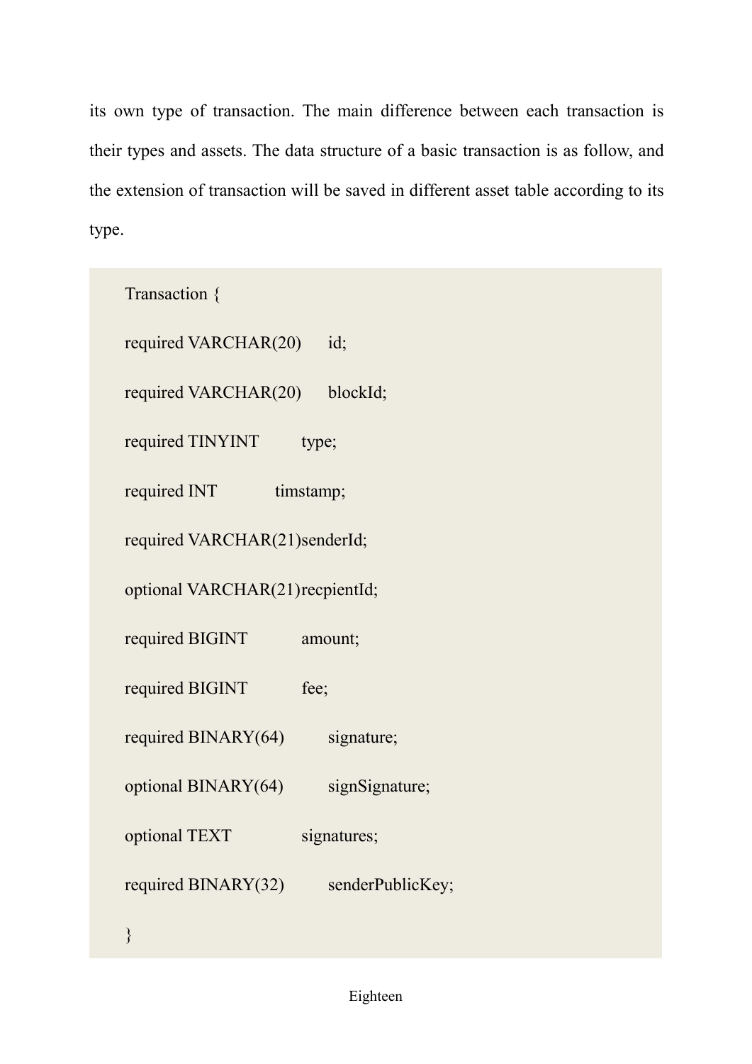its own type of transaction. The main difference between each transaction is their types and assets. The data structure of a basic transaction is as follow, and the extension of transaction will be saved in different asset table according to its type.

```
Transaction {
required VARCHAR(20)    id;
required VARCHAR(20)    blockId;
required TINYINT        type;
required INT            timstamp;
required VARCHAR(21)senderId;
optional VARCHAR(21)recpientId;
required BIGINT         amount;
required BIGINT         fee;
required BINARY(64)     signature;
optional BINARY(64)     signSignature;
optional TEXT           signatures;
required BINARY(32)     senderPublicKey;
}
```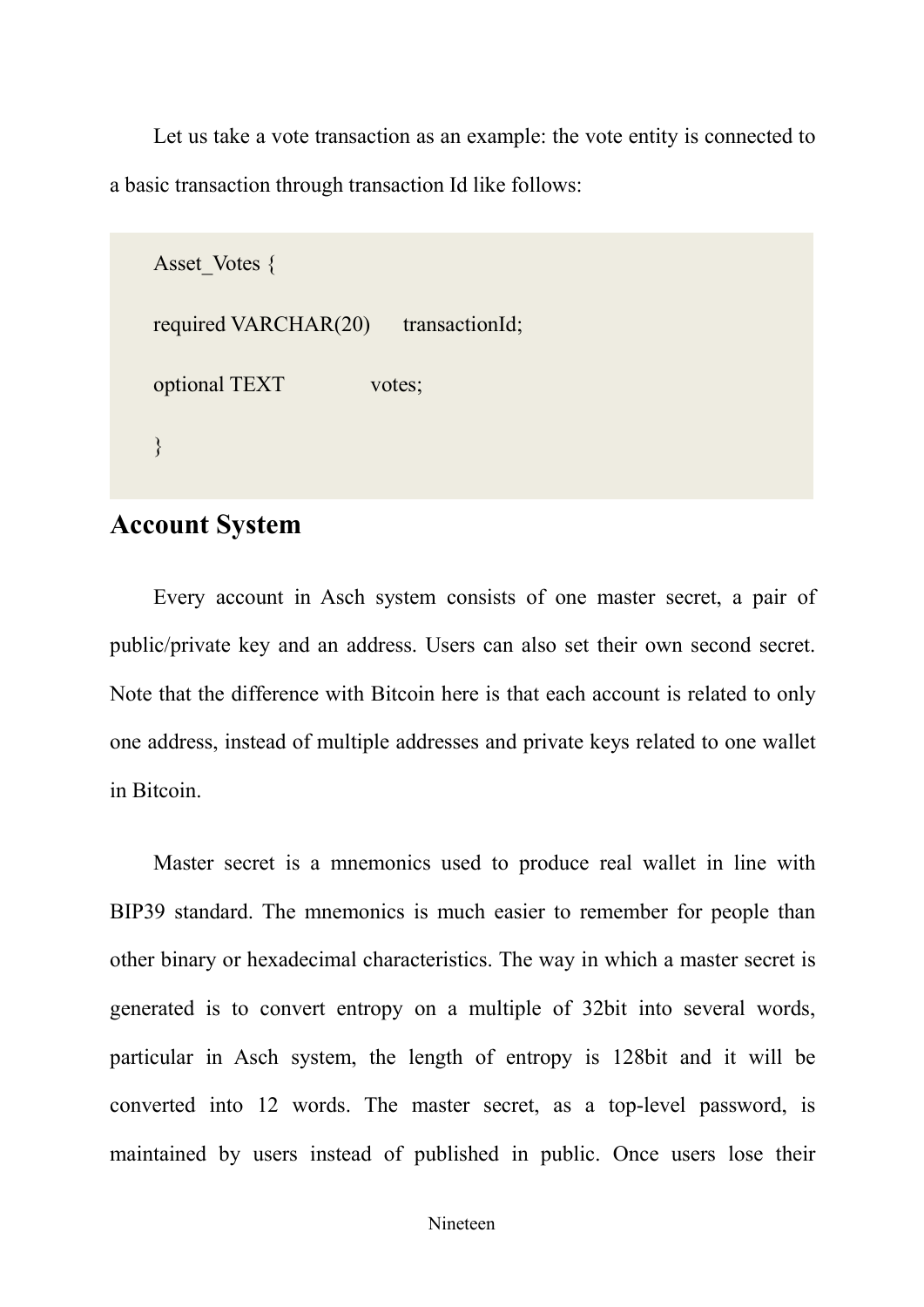Let us take a vote transaction as an example: the vote entity is connected to a basic transaction through transaction Id like follows:

```
Asset_Votes {
required VARCHAR(20)     transactionId;
optional TEXT            votes;
}
```

## Account System

Every account in Asch system consists of one master secret, a pair of public/private key and an address. Users can also set their own second secret. Note that the difference with Bitcoin here is that each account is related to only one address, instead of multiple addresses and private keys related to one wallet in Bitcoin.

Master secret is a mnemonics used to produce real wallet in line with BIP39 standard. The mnemonics is much easier to remember for people than other binary or hexadecimal characteristics. The way in which a master secret is generated is to convert entropy on a multiple of 32bit into several words, particular in Asch system, the length of entropy is 128bit and it will be converted into 12 words. The master secret, as a top-level password, is maintained by users instead of published in public. Once users lose their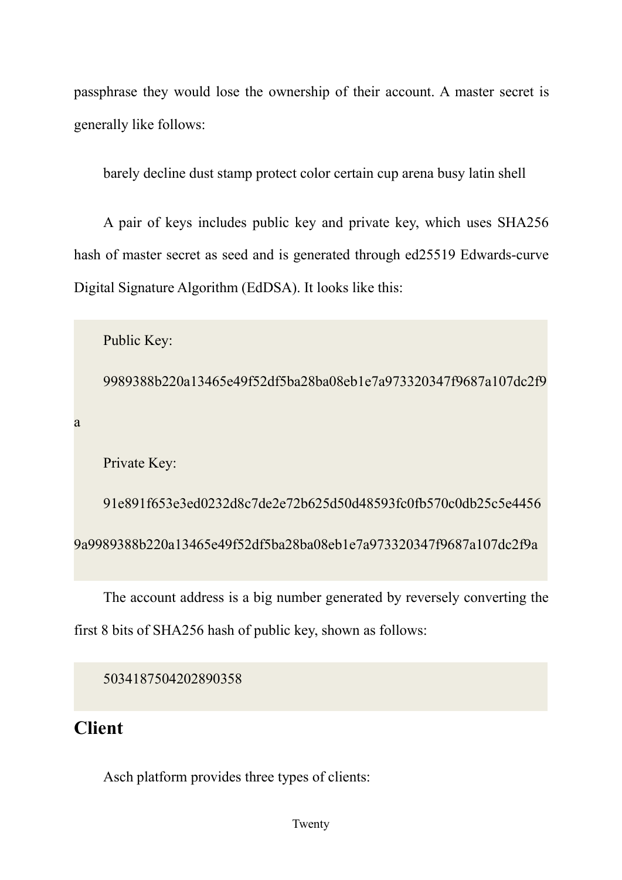passphrase they would lose the ownership of their account. A master secret is generally like follows:

barely decline dust stamp protect color certain cup arena busy latin shell

A pair of keys includes public key and private key, which uses SHA256 hash of master secret as seed and is generated through ed25519 Edwards-curve Digital Signature Algorithm (EdDSA). It looks like this:

```
Public Key:
9989388b220a13465e49f52df5ba28ba08eb1e7a973320347f9687a107dc2f9a
Private Key:
91e891f653e3ed0232d8c7de2e72b625d50d48593fc0fb570c0db25c5e44569a9989388b220a13465e49f52df5ba28ba08eb1e7a973320347f9687a107dc2f9a
```

The account address is a big number generated by reversely converting the first 8 bits of SHA256 hash of public key, shown as follows:

```
5034187504202890358
```

## Client

Asch platform provides three types of clients: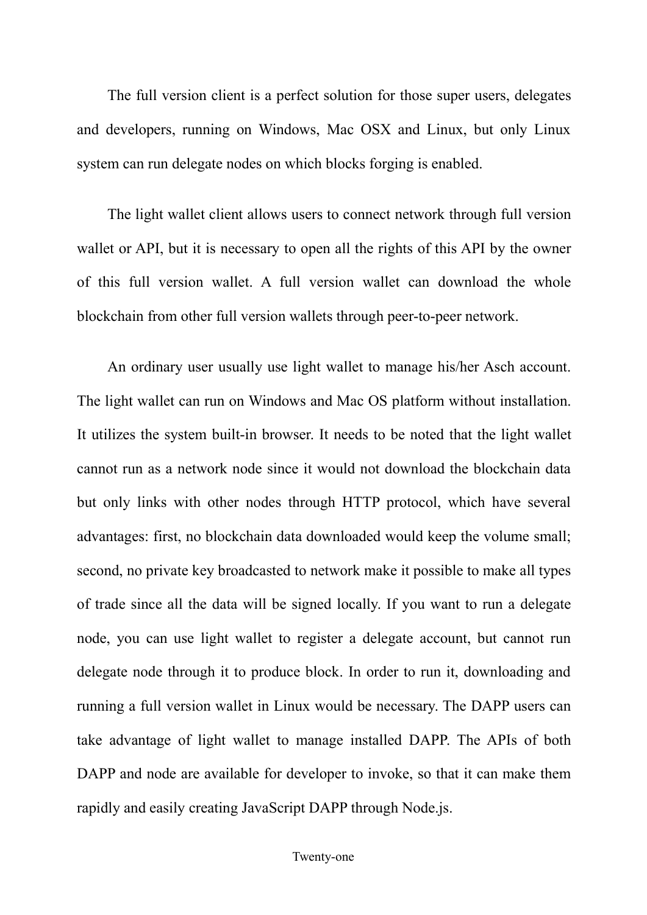The full version client is a perfect solution for those super users, delegates and developers, running on Windows, Mac OSX and Linux, but only Linux system can run delegate nodes on which blocks forging is enabled.

The light wallet client allows users to connect network through full version wallet or API, but it is necessary to open all the rights of this API by the owner of this full version wallet. A full version wallet can download the whole blockchain from other full version wallets through peer-to-peer network.

An ordinary user usually use light wallet to manage his/her Asch account. The light wallet can run on Windows and Mac OS platform without installation. It utilizes the system built-in browser. It needs to be noted that the light wallet cannot run as a network node since it would not download the blockchain data but only links with other nodes through HTTP protocol, which have several advantages: first, no blockchain data downloaded would keep the volume small; second, no private key broadcasted to network make it possible to make all types of trade since all the data will be signed locally. If you want to run a delegate node, you can use light wallet to register a delegate account, but cannot run delegate node through it to produce block. In order to run it, downloading and running a full version wallet in Linux would be necessary. The DAPP users can take advantage of light wallet to manage installed DAPP. The APIs of both DAPP and node are available for developer to invoke, so that it can make them rapidly and easily creating JavaScript DAPP through Node.js.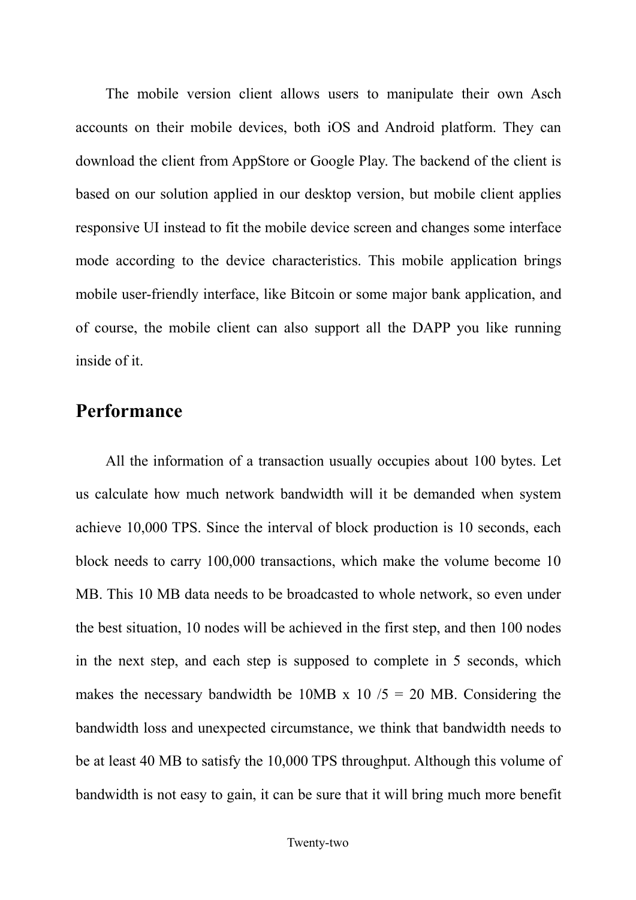The mobile version client allows users to manipulate their own Asch accounts on their mobile devices, both iOS and Android platform. They can download the client from AppStore or Google Play. The backend of the client is based on our solution applied in our desktop version, but mobile client applies responsive UI instead to fit the mobile device screen and changes some interface mode according to the device characteristics. This mobile application brings mobile user-friendly interface, like Bitcoin or some major bank application, and of course, the mobile client can also support all the DAPP you like running inside of it.

## Performance

All the information of a transaction usually occupies about 100 bytes. Let us calculate how much network bandwidth will it be demanded when system achieve 10,000 TPS. Since the interval of block production is 10 seconds, each block needs to carry 100,000 transactions, which make the volume become 10 MB. This 10 MB data needs to be broadcasted to whole network, so even under the best situation, 10 nodes will be achieved in the first step, and then 100 nodes in the next step, and each step is supposed to complete in 5 seconds, which makes the necessary bandwidth be 10MB x 10 /5 = 20 MB. Considering the bandwidth loss and unexpected circumstance, we think that bandwidth needs to be at least 40 MB to satisfy the 10,000 TPS throughput. Although this volume of bandwidth is not easy to gain, it can be sure that it will bring much more benefit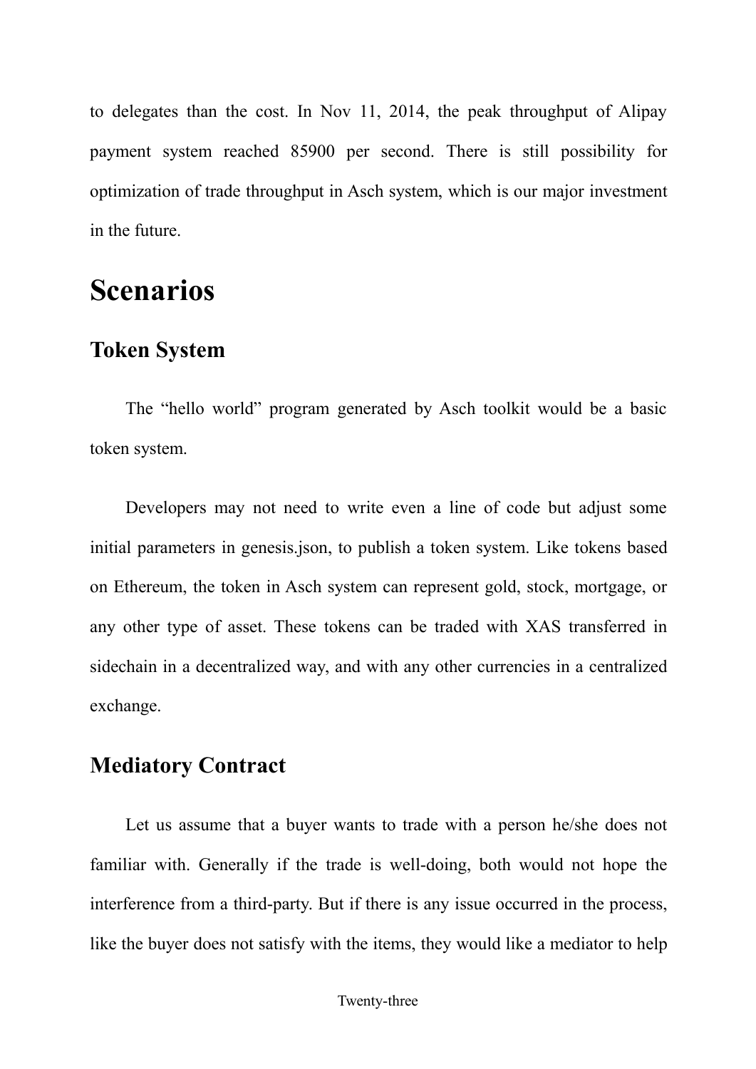to delegates than the cost. In Nov 11, 2014, the peak throughput of Alipay payment system reached 85900 per second. There is still possibility for optimization of trade throughput in Asch system, which is our major investment in the future.

# Scenarios

## Token System

The “hello world” program generated by Asch toolkit would be a basic token system.

Developers may not need to write even a line of code but adjust some initial parameters in genesis.json, to publish a token system. Like tokens based on Ethereum, the token in Asch system can represent gold, stock, mortgage, or any other type of asset. These tokens can be traded with XAS transferred in sidechain in a decentralized way, and with any other currencies in a centralized exchange.

## Mediatory Contract

Let us assume that a buyer wants to trade with a person he/she does not familiar with. Generally if the trade is well-doing, both would not hope the interference from a third-party. But if there is any issue occurred in the process, like the buyer does not satisfy with the items, they would like a mediator to help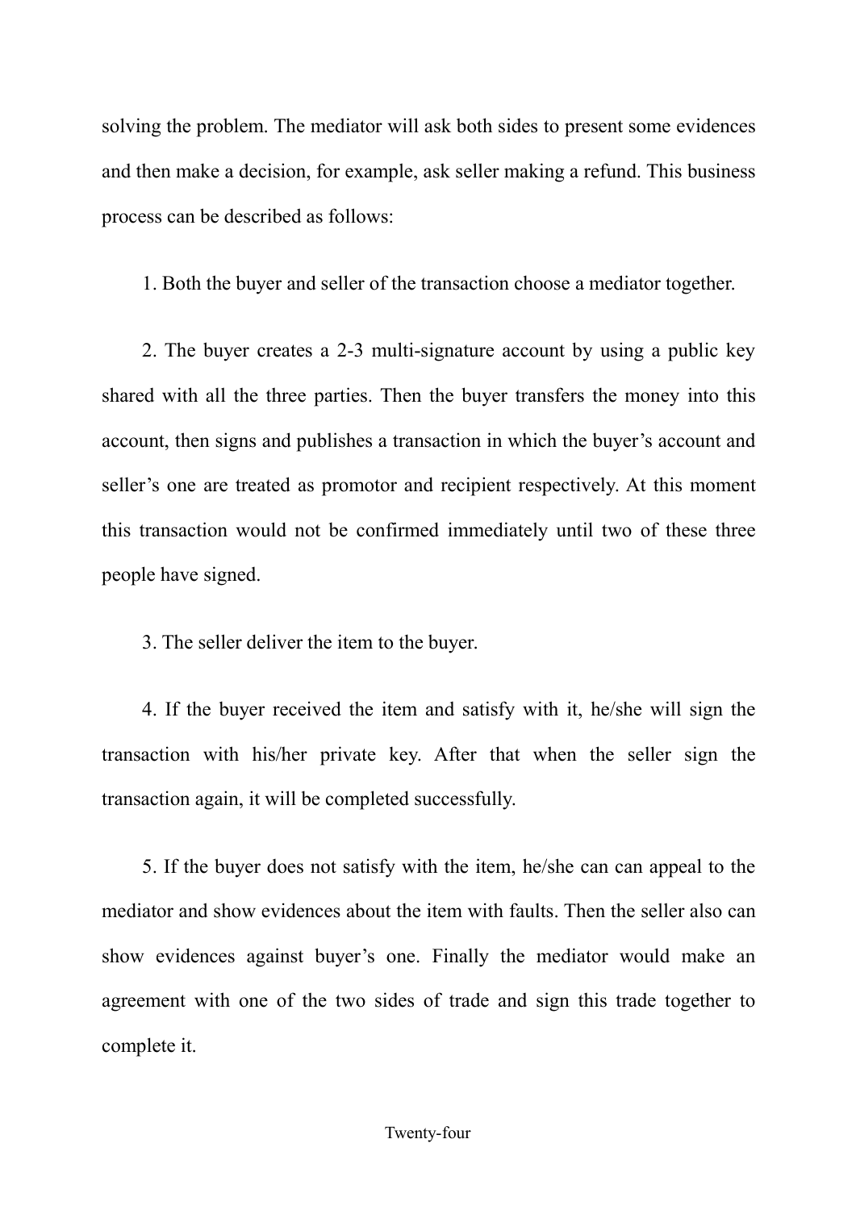solving the problem. The mediator will ask both sides to present some evidences and then make a decision, for example, ask seller making a refund. This business process can be described as follows:

1. Both the buyer and seller of the transaction choose a mediator together.

2. The buyer creates a 2-3 multi-signature account by using a public key shared with all the three parties. Then the buyer transfers the money into this account, then signs and publishes a transaction in which the buyer's account and seller's one are treated as promotor and recipient respectively. At this moment this transaction would not be confirmed immediately until two of these three people have signed.

3. The seller deliver the item to the buyer.

4. If the buyer received the item and satisfy with it, he/she will sign the transaction with his/her private key. After that when the seller sign the transaction again, it will be completed successfully.

5. If the buyer does not satisfy with the item, he/she can can appeal to the mediator and show evidences about the item with faults. Then the seller also can show evidences against buyer's one. Finally the mediator would make an agreement with one of the two sides of trade and sign this trade together to complete it.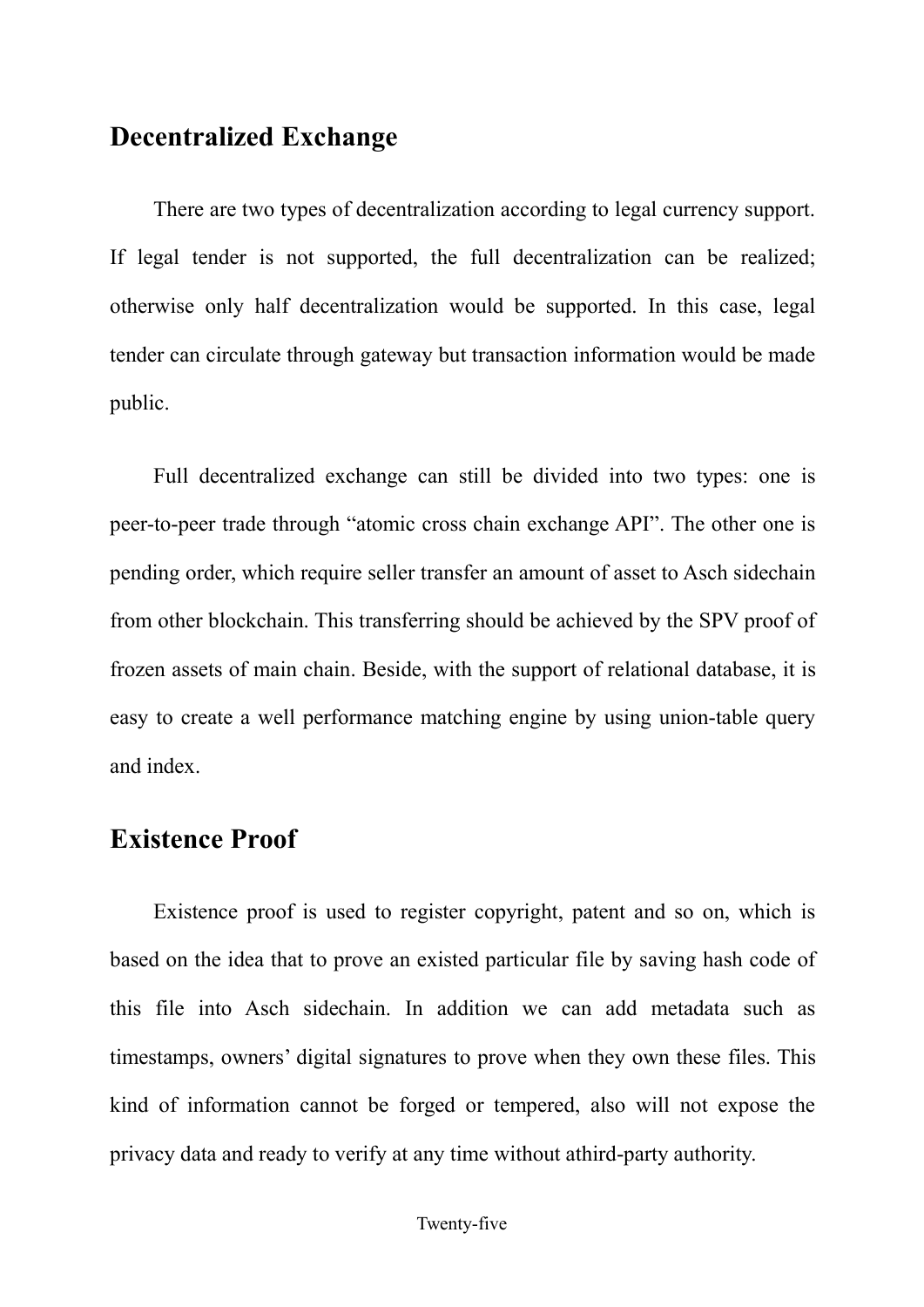## Decentralized Exchange

There are two types of decentralization according to legal currency support. If legal tender is not supported, the full decentralization can be realized; otherwise only half decentralization would be supported. In this case, legal tender can circulate through gateway but transaction information would be made public.

Full decentralized exchange can still be divided into two types: one is peer-to-peer trade through "atomic cross chain exchange API". The other one is pending order, which require seller transfer an amount of asset to Asch sidechain from other blockchain. This transferring should be achieved by the SPV proof of frozen assets of main chain. Beside, with the support of relational database, it is easy to create a well performance matching engine by using union-table query and index.

## Existence Proof

Existence proof is used to register copyright, patent and so on, which is based on the idea that to prove an existed particular file by saving hash code of this file into Asch sidechain. In addition we can add metadata such as timestamps, owners' digital signatures to prove when they own these files. This kind of information cannot be forged or tempered, also will not expose the privacy data and ready to verify at any time without athird-party authority.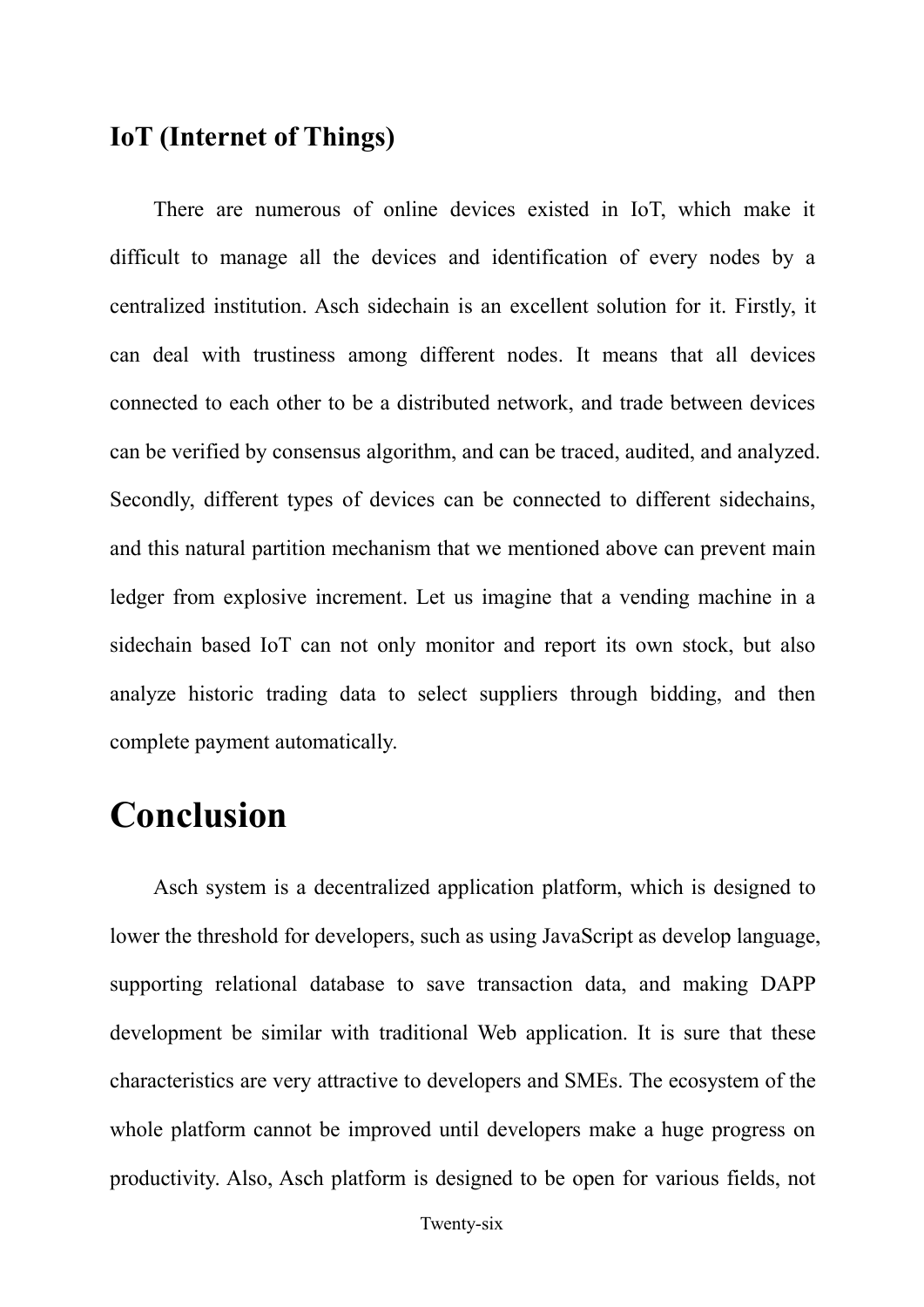### IoT (Internet of Things)

There are numerous of online devices existed in IoT, which make it difficult to manage all the devices and identification of every nodes by a centralized institution. Asch sidechain is an excellent solution for it. Firstly, it can deal with trustiness among different nodes. It means that all devices connected to each other to be a distributed network, and trade between devices can be verified by consensus algorithm, and can be traced, audited, and analyzed. Secondly, different types of devices can be connected to different sidechains, and this natural partition mechanism that we mentioned above can prevent main ledger from explosive increment. Let us imagine that a vending machine in a sidechain based IoT can not only monitor and report its own stock, but also analyze historic trading data to select suppliers through bidding, and then complete payment automatically.

# Conclusion

Asch system is a decentralized application platform, which is designed to lower the threshold for developers, such as using JavaScript as develop language, supporting relational database to save transaction data, and making DAPP development be similar with traditional Web application. It is sure that these characteristics are very attractive to developers and SMEs. The ecosystem of the whole platform cannot be improved until developers make a huge progress on productivity. Also, Asch platform is designed to be open for various fields, not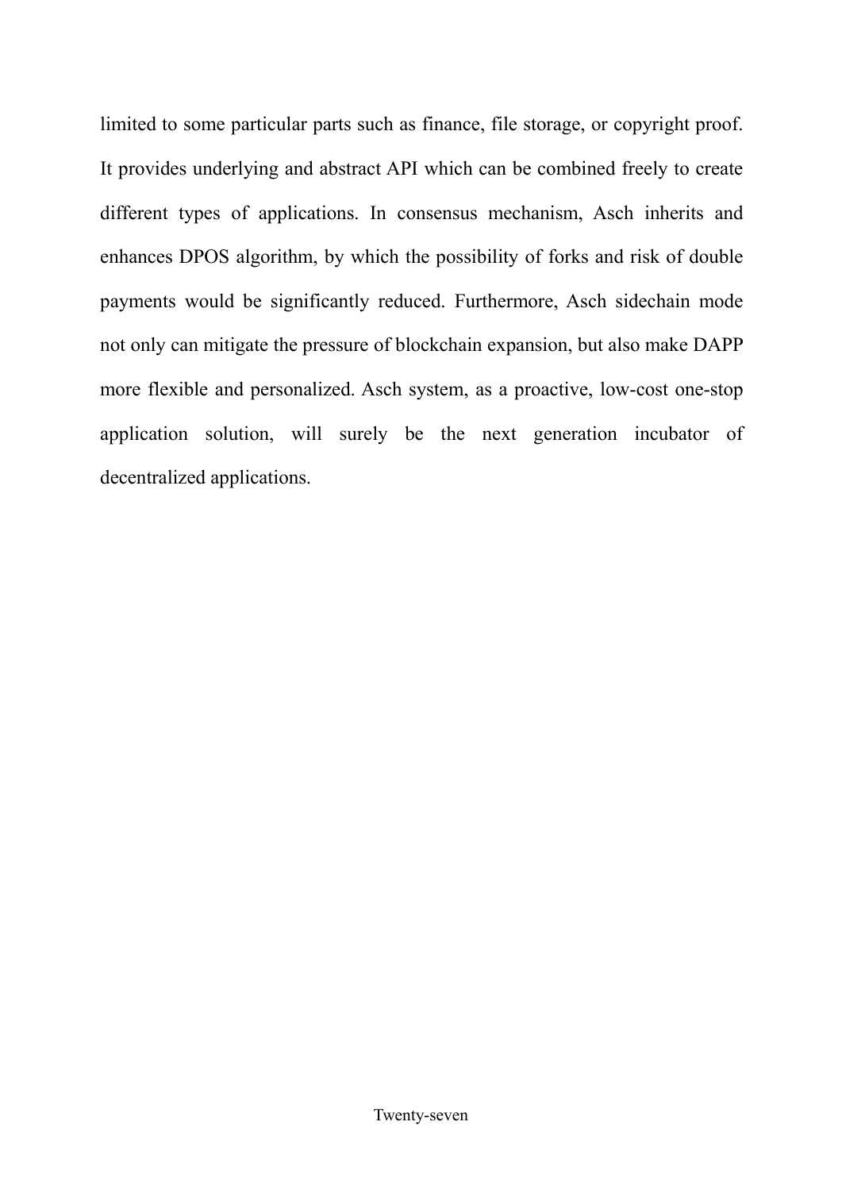limited to some particular parts such as finance, file storage, or copyright proof. It provides underlying and abstract API which can be combined freely to create different types of applications. In consensus mechanism, Asch inherits and enhances DPOS algorithm, by which the possibility of forks and risk of double payments would be significantly reduced. Furthermore, Asch sidechain mode not only can mitigate the pressure of blockchain expansion, but also make DAPP more flexible and personalized. Asch system, as a proactive, low-cost one-stop application solution, will surely be the next generation incubator of decentralized applications.